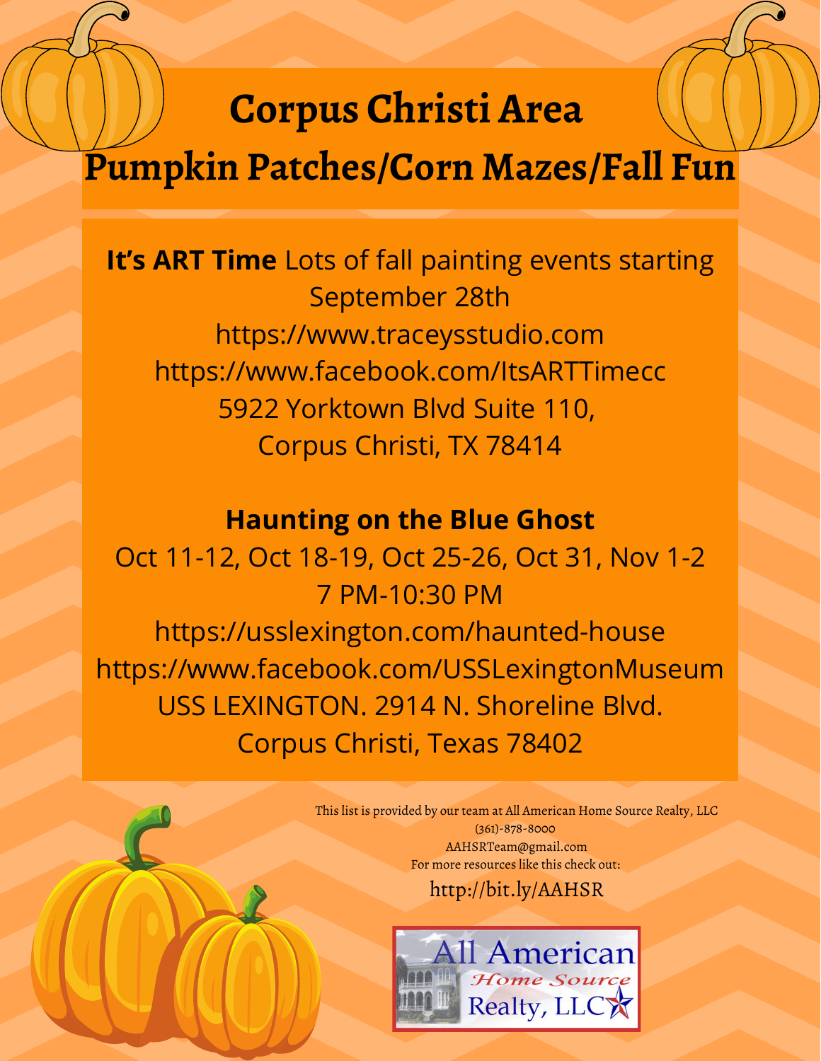# Corpus Christi Area
# Pumpkin Patches/Corn Mazes/Fall Fun

**It's ART Time** Lots of fall painting events starting September 28th
https://www.traceysstudio.com
https://www.facebook.com/ItsARTTimecc
5922 Yorktown Blvd Suite 110,
Corpus Christi, TX 78414

**Haunting on the Blue Ghost**
Oct 11-12, Oct 18-19, Oct 25-26, Oct 31, Nov 1-2
7 PM-10:30 PM
https://usslexington.com/haunted-house
https://www.facebook.com/USSLexingtonMuseum
USS LEXINGTON. 2914 N. Shoreline Blvd.
Corpus Christi, Texas 78402

This list is provided by our team at All American Home Source Realty, LLC
(361)-878-8000
AAHSRTeam@gmail.com
For more resources like this check out:
http://bit.ly/AAHSR

All American Home Source Realty, LLC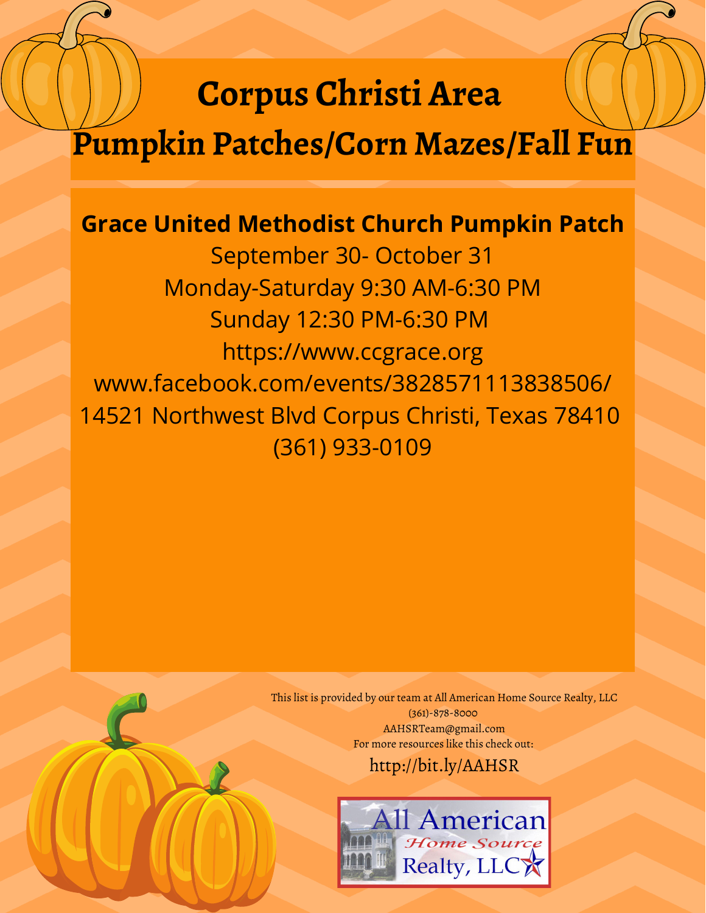# Corpus Christi Area
# Pumpkin Patches/Corn Mazes/Fall Fun

**Grace United Methodist Church Pumpkin Patch**

September 30- October 31

Monday-Saturday 9:30 AM-6:30 PM

Sunday 12:30 PM-6:30 PM

https://www.ccgrace.org

www.facebook.com/events/3828571113838506/

14521 Northwest Blvd Corpus Christi, Texas 78410

(361) 933-0109

This list is provided by our team at All American Home Source Realty, LLC

(361)-878-8000

AAHSRTeam@gmail.com

For more resources like this check out:

http://bit.ly/AAHSR

All American Home Source Realty, LLC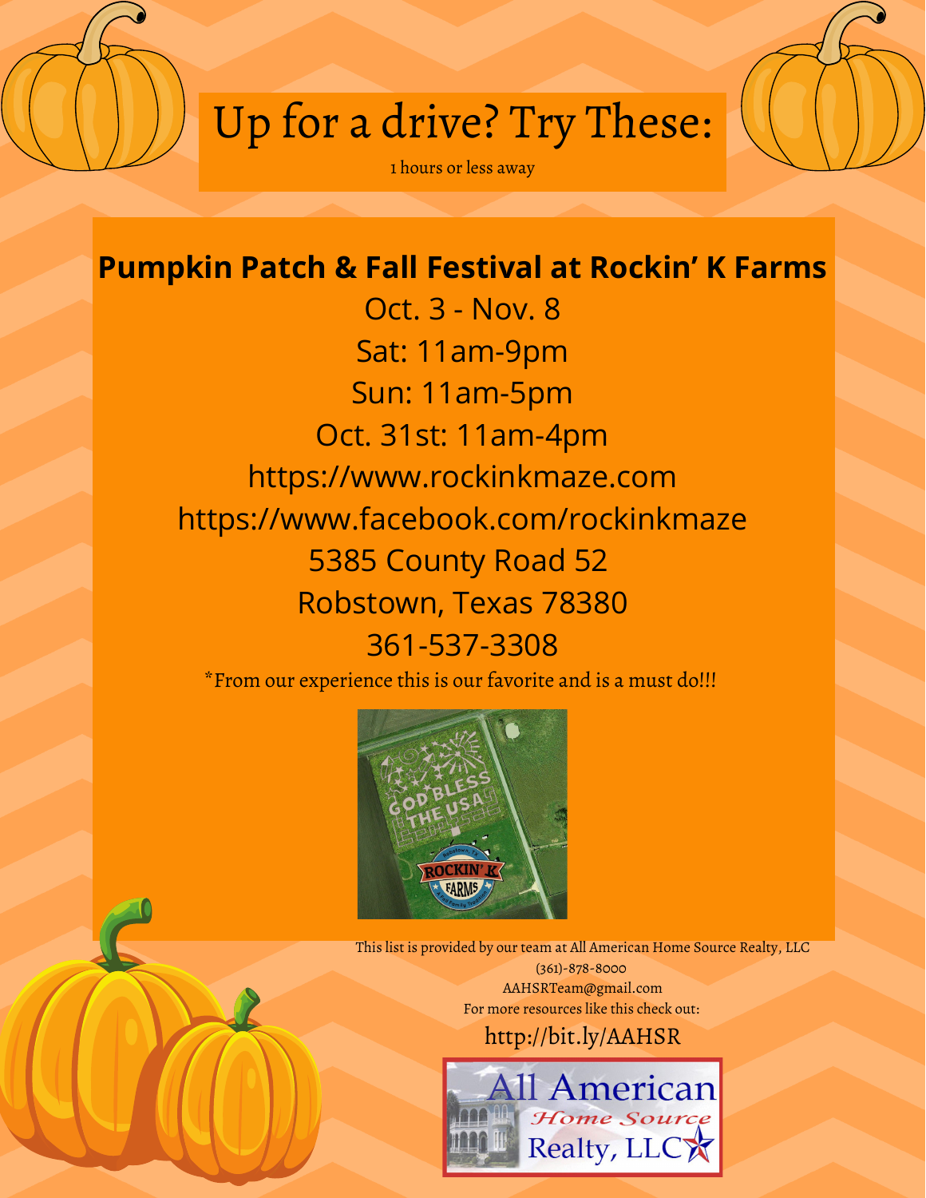# Up for a drive? Try These:

1 hours or less away

## Pumpkin Patch & Fall Festival at Rockin' K Farms

Oct. 3 - Nov. 8

Sat: 11am-9pm

Sun: 11am-5pm

Oct. 31st: 11am-4pm

https://www.rockinkmaze.com

https://www.facebook.com/rockinkmaze

5385 County Road 52

Robstown, Texas 78380

361-537-3308

*From our experience this is our favorite and is a must do!!!

This list is provided by our team at All American Home Source Realty, LLC

(361)-878-8000

AAHSRTeam@gmail.com

For more resources like this check out:

http://bit.ly/AAHSR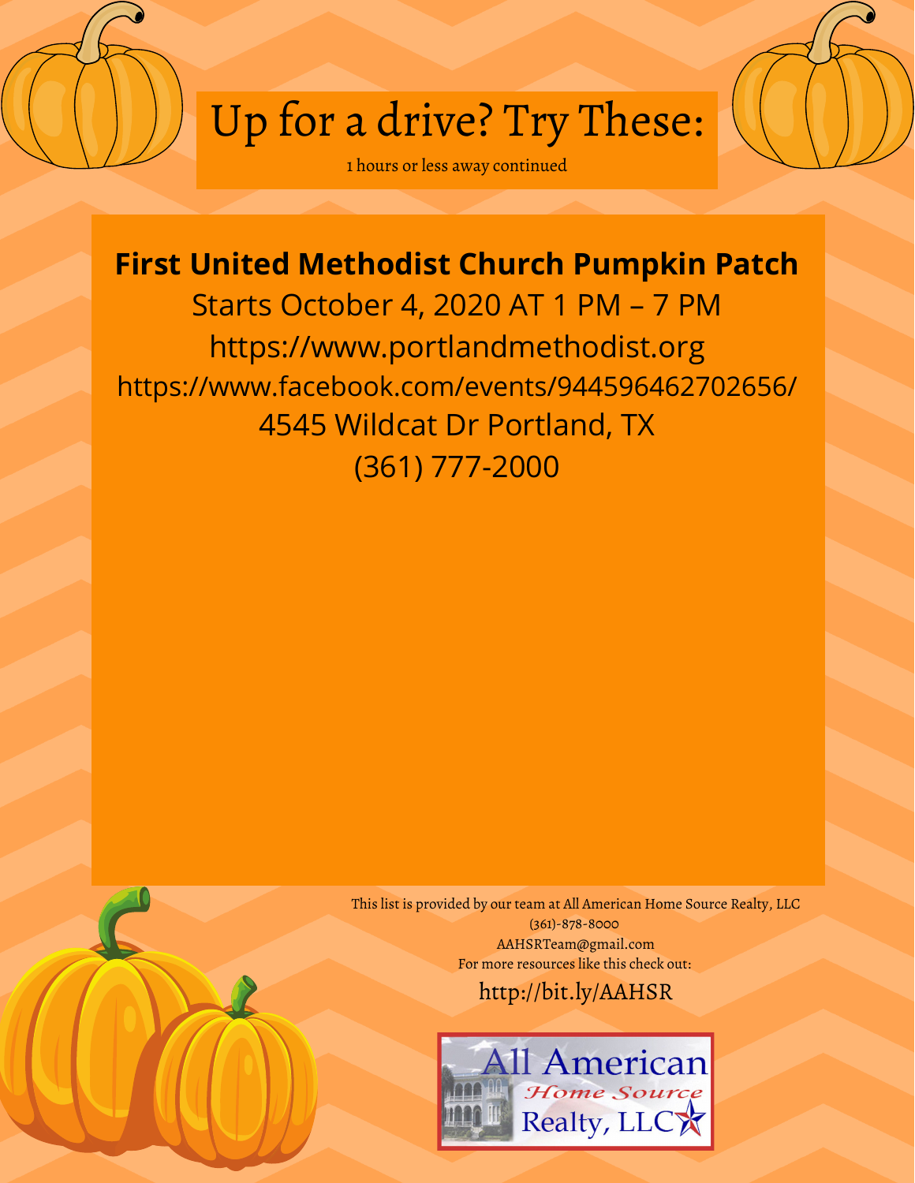# Up for a drive? Try These:

1 hours or less away continued

**First United Methodist Church Pumpkin Patch**

Starts October 4, 2020 AT 1 PM – 7 PM

https://www.portlandmethodist.org

https://www.facebook.com/events/944596462702656/

4545 Wildcat Dr Portland, TX

(361) 777-2000

This list is provided by our team at All American Home Source Realty, LLC

(361)-878-8000

AAHSRTeam@gmail.com

For more resources like this check out:

http://bit.ly/AAHSR

All American Home Source Realty, LLC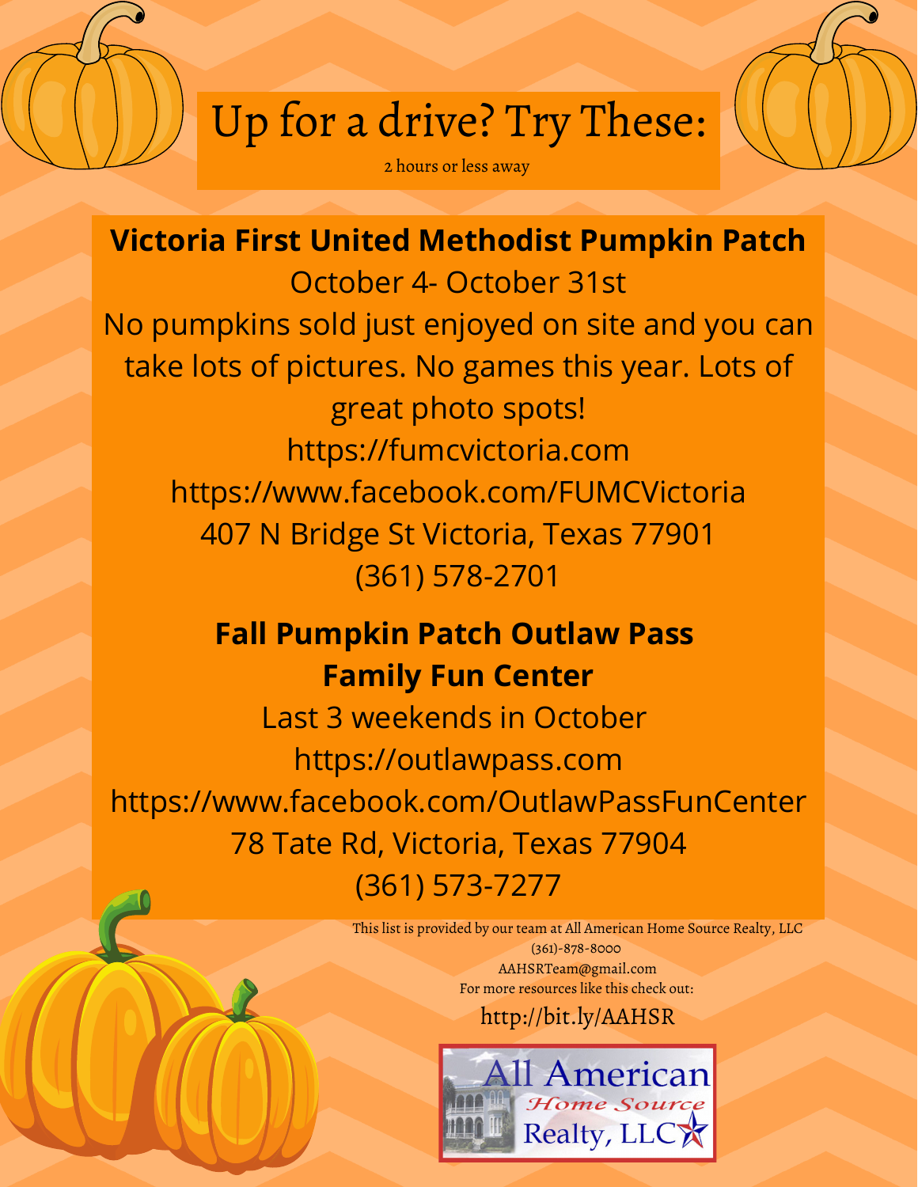# Up for a drive? Try These:

2 hours or less away

**Victoria First United Methodist Pumpkin Patch**

October 4- October 31st

No pumpkins sold just enjoyed on site and you can take lots of pictures. No games this year. Lots of great photo spots!

https://fumcvictoria.com

https://www.facebook.com/FUMCVictoria

407 N Bridge St Victoria, Texas 77901

(361) 578-2701

**Fall Pumpkin Patch Outlaw Pass Family Fun Center**

Last 3 weekends in October

https://outlawpass.com

https://www.facebook.com/OutlawPassFunCenter

78 Tate Rd, Victoria, Texas 77904

(361) 573-7277

This list is provided by our team at All American Home Source Realty, LLC

(361)-878-8000

AAHSRTeam@gmail.com

For more resources like this check out:

http://bit.ly/AAHSR

All American Home Source Realty, LLC